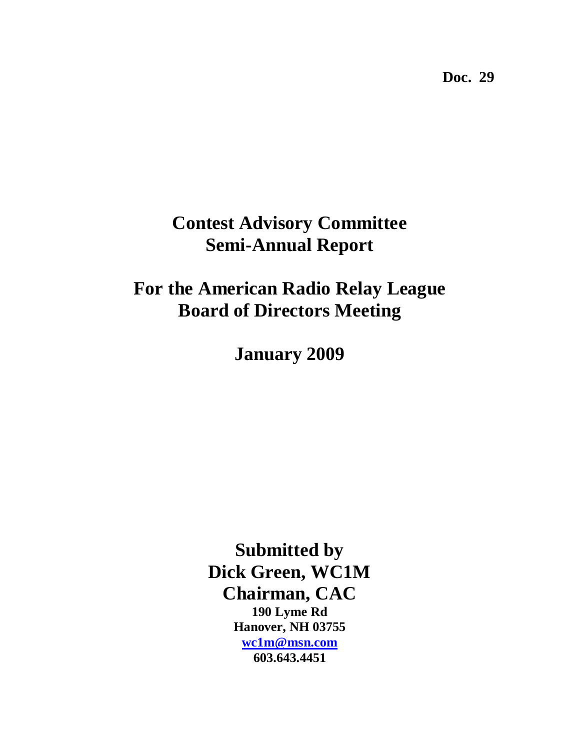**Doc. 29**

# Contest Advisory Committee
# Semi-Annual Report

# For the American Radio Relay League
# Board of Directors Meeting

## January 2009

**Submitted by**
**Dick Green, WC1M**
**Chairman, CAC**
**190 Lyme Rd**
**Hanover, NH 03755**
**wc1m@msn.com**
**603.643.4451**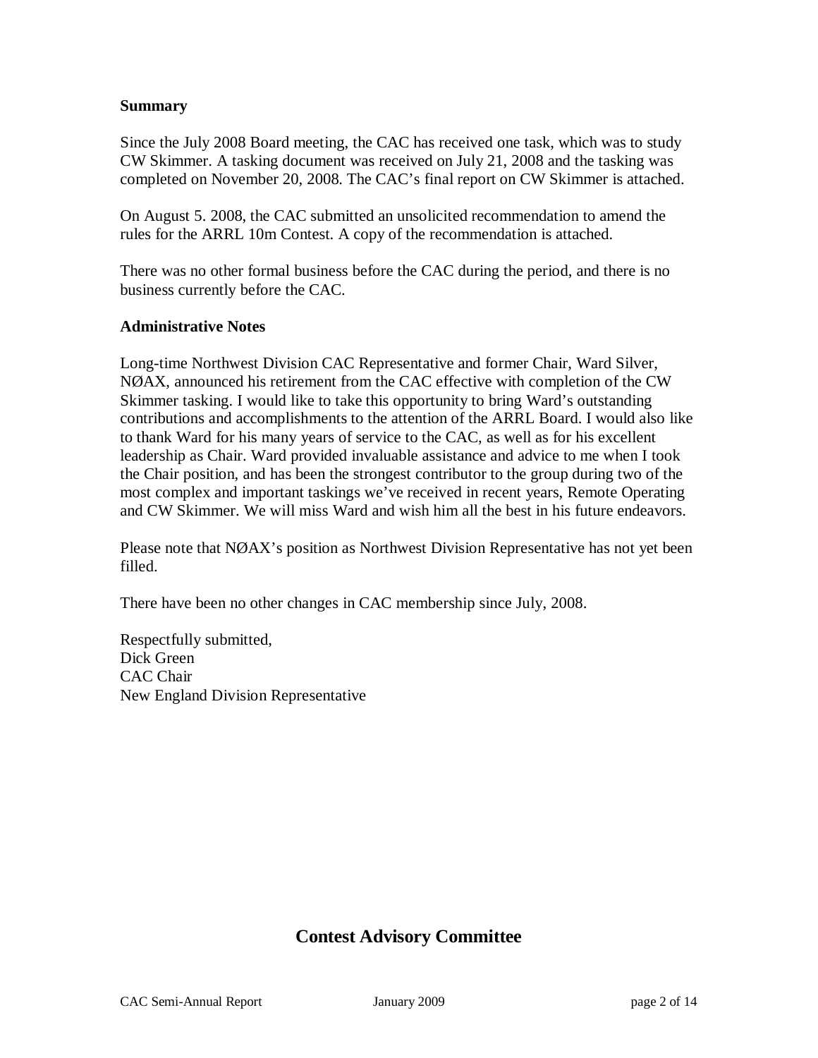**Summary**

Since the July 2008 Board meeting, the CAC has received one task, which was to study CW Skimmer. A tasking document was received on July 21, 2008 and the tasking was completed on November 20, 2008. The CAC's final report on CW Skimmer is attached.

On August 5. 2008, the CAC submitted an unsolicited recommendation to amend the rules for the ARRL 10m Contest. A copy of the recommendation is attached.

There was no other formal business before the CAC during the period, and there is no business currently before the CAC.

**Administrative Notes**

Long-time Northwest Division CAC Representative and former Chair, Ward Silver, NØAX, announced his retirement from the CAC effective with completion of the CW Skimmer tasking. I would like to take this opportunity to bring Ward's outstanding contributions and accomplishments to the attention of the ARRL Board. I would also like to thank Ward for his many years of service to the CAC, as well as for his excellent leadership as Chair. Ward provided invaluable assistance and advice to me when I took the Chair position, and has been the strongest contributor to the group during two of the most complex and important taskings we've received in recent years, Remote Operating and CW Skimmer. We will miss Ward and wish him all the best in his future endeavors.

Please note that NØAX's position as Northwest Division Representative has not yet been filled.

There have been no other changes in CAC membership since July, 2008.

Respectfully submitted,
Dick Green
CAC Chair
New England Division Representative

## Contest Advisory Committee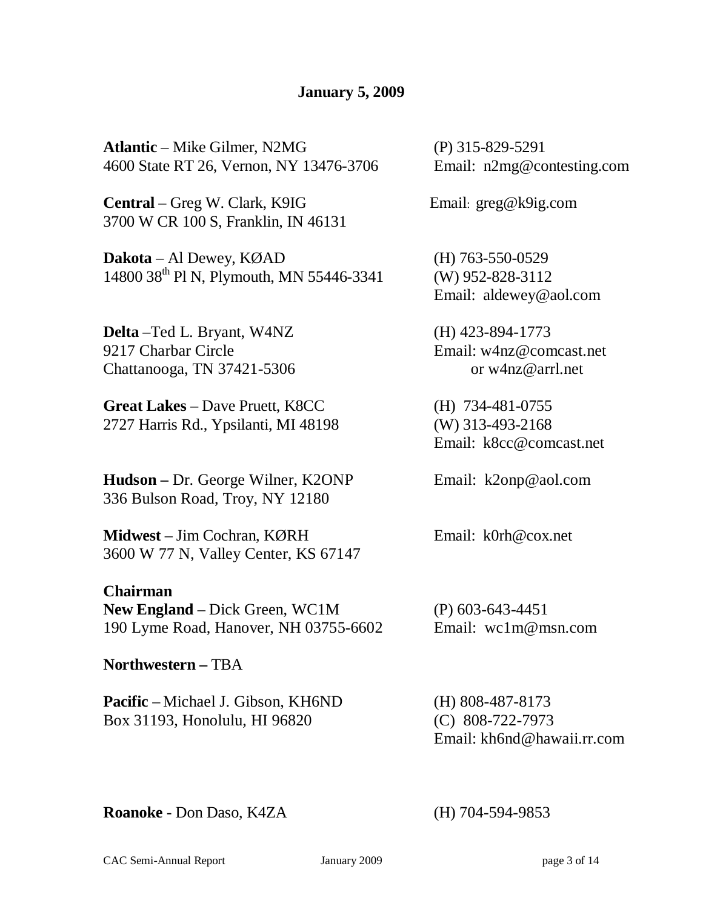**January 5, 2009**

**Atlantic** – Mike Gilmer, N2MG
4600 State RT 26, Vernon, NY 13476-3706
(P) 315-829-5291
Email: n2mg@contesting.com

**Central** – Greg W. Clark, K9IG
3700 W CR 100 S, Franklin, IN 46131
Email: greg@k9ig.com

**Dakota** – Al Dewey, KØAD
14800 38th Pl N, Plymouth, MN 55446-3341
(H) 763-550-0529
(W) 952-828-3112
Email: aldewey@aol.com

**Delta** –Ted L. Bryant, W4NZ
9217 Charbar Circle
Chattanooga, TN 37421-5306
(H) 423-894-1773
Email: w4nz@comcast.net
or w4nz@arrl.net

**Great Lakes** – Dave Pruett, K8CC
2727 Harris Rd., Ypsilanti, MI 48198
(H) 734-481-0755
(W) 313-493-2168
Email: k8cc@comcast.net

**Hudson –** Dr. George Wilner, K2ONP
336 Bulson Road, Troy, NY 12180
Email: k2onp@aol.com

**Midwest** – Jim Cochran, KØRH
3600 W 77 N, Valley Center, KS 67147
Email: k0rh@cox.net

**Chairman**
**New England** – Dick Green, WC1M
190 Lyme Road, Hanover, NH 03755-6602
(P) 603-643-4451
Email: wc1m@msn.com

**Northwestern –** TBA

**Pacific** – Michael J. Gibson, KH6ND
Box 31193, Honolulu, HI 96820
(H) 808-487-8173
(C) 808-722-7973
Email: kh6nd@hawaii.rr.com

**Roanoke** - Don Daso, K4ZA
(H) 704-594-9853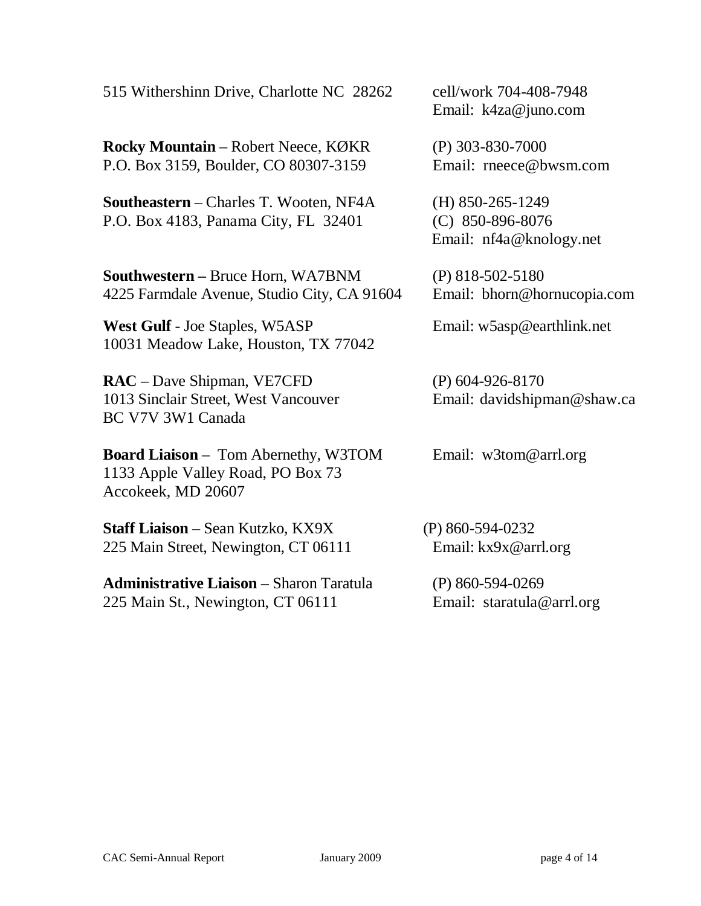515 Withershinn Drive, Charlotte NC 28262 cell/work 704-408-7948
Email: k4za@juno.com

**Rocky Mountain** – Robert Neece, KØKR (P) 303-830-7000
P.O. Box 3159, Boulder, CO 80307-3159 Email: rneece@bwsm.com

**Southeastern** – Charles T. Wooten, NF4A (H) 850-265-1249
P.O. Box 4183, Panama City, FL 32401 (C) 850-896-8076
Email: nf4a@knology.net

**Southwestern –** Bruce Horn, WA7BNM (P) 818-502-5180
4225 Farmdale Avenue, Studio City, CA 91604 Email: bhorn@hornucopia.com

**West Gulf** - Joe Staples, W5ASP Email: w5asp@earthlink.net
10031 Meadow Lake, Houston, TX 77042

**RAC** – Dave Shipman, VE7CFD (P) 604-926-8170
1013 Sinclair Street, West Vancouver Email: davidshipman@shaw.ca
BC V7V 3W1 Canada

**Board Liaison** – Tom Abernethy, W3TOM Email: w3tom@arrl.org
1133 Apple Valley Road, PO Box 73
Accokeek, MD 20607

**Staff Liaison** – Sean Kutzko, KX9X (P) 860-594-0232
225 Main Street, Newington, CT 06111 Email: kx9x@arrl.org

**Administrative Liaison** – Sharon Taratula (P) 860-594-0269
225 Main St., Newington, CT 06111 Email: staratula@arrl.org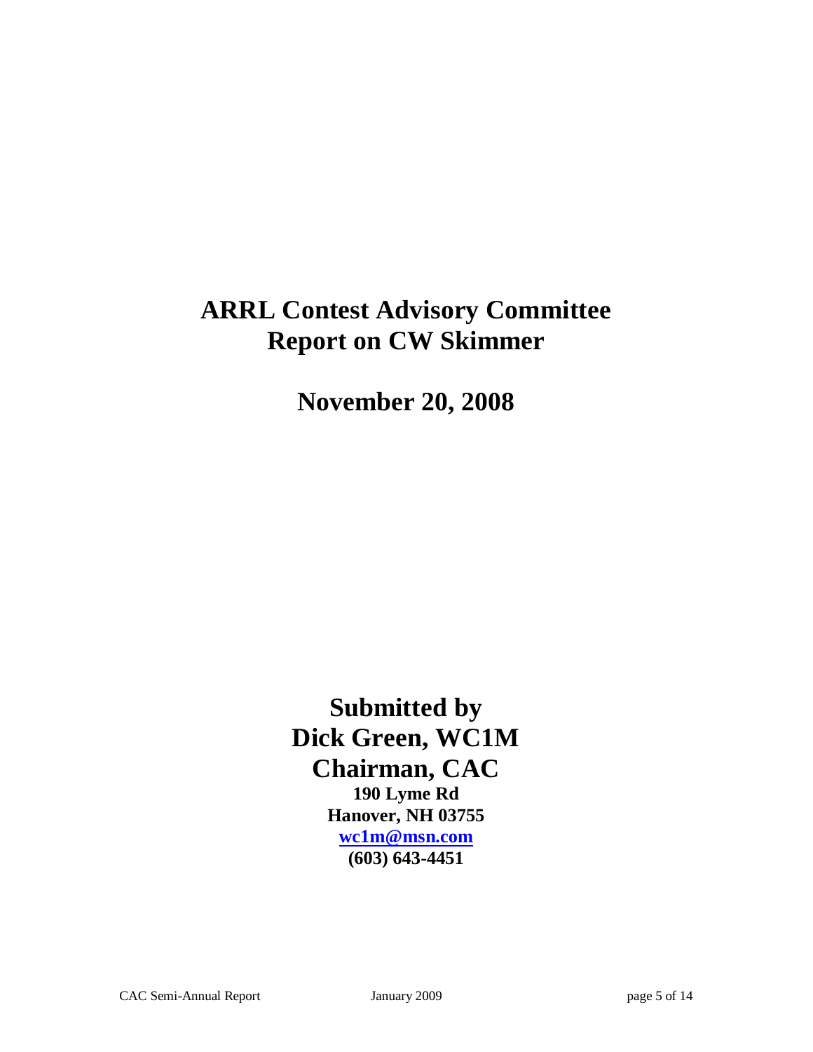# ARRL Contest Advisory Committee
# Report on CW Skimmer

## November 20, 2008

**Submitted by**
**Dick Green, WC1M**
**Chairman, CAC**
**190 Lyme Rd**
**Hanover, NH 03755**
**wc1m@msn.com**
**(603) 643-4451**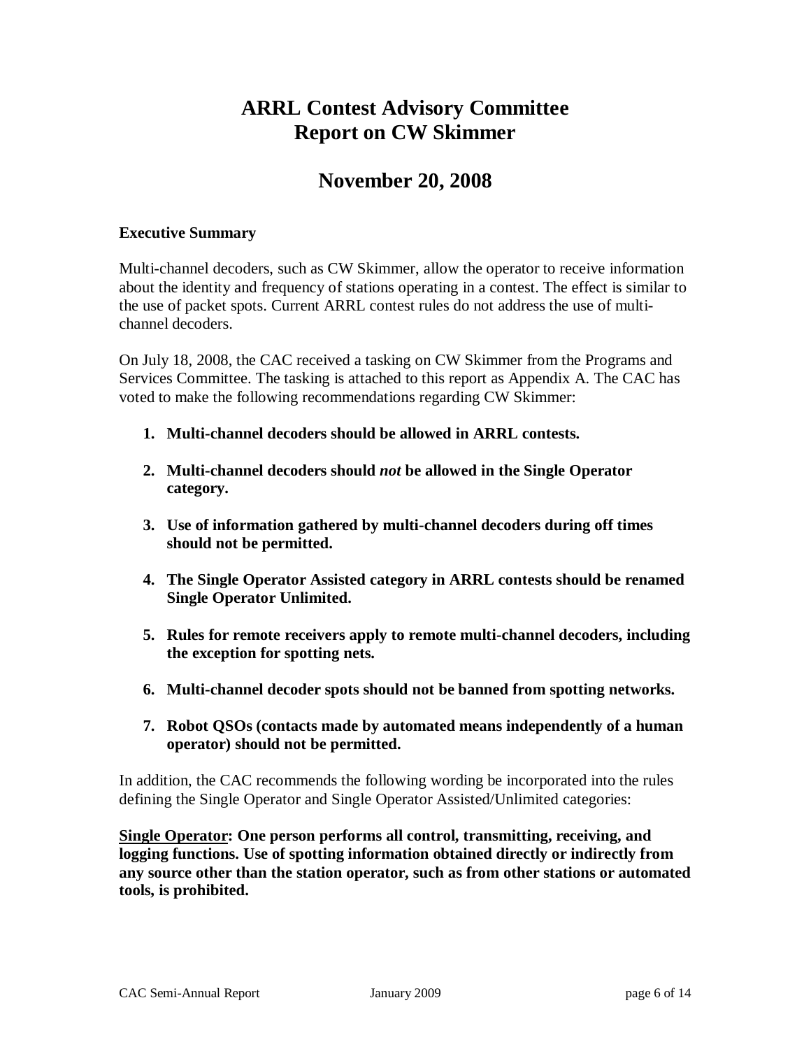# ARRL Contest Advisory Committee Report on CW Skimmer

## November 20, 2008

### Executive Summary

Multi-channel decoders, such as CW Skimmer, allow the operator to receive information about the identity and frequency of stations operating in a contest. The effect is similar to the use of packet spots. Current ARRL contest rules do not address the use of multi-channel decoders.

On July 18, 2008, the CAC received a tasking on CW Skimmer from the Programs and Services Committee. The tasking is attached to this report as Appendix A. The CAC has voted to make the following recommendations regarding CW Skimmer:

1. **Multi-channel decoders should be allowed in ARRL contests.**
2. **Multi-channel decoders should *not* be allowed in the Single Operator category.**
3. **Use of information gathered by multi-channel decoders during off times should not be permitted.**
4. **The Single Operator Assisted category in ARRL contests should be renamed Single Operator Unlimited.**
5. **Rules for remote receivers apply to remote multi-channel decoders, including the exception for spotting nets.**
6. **Multi-channel decoder spots should not be banned from spotting networks.**
7. **Robot QSOs (contacts made by automated means independently of a human operator) should not be permitted.**

In addition, the CAC recommends the following wording be incorporated into the rules defining the Single Operator and Single Operator Assisted/Unlimited categories:

**<u>Single Operator</u>: One person performs all control, transmitting, receiving, and logging functions. Use of spotting information obtained directly or indirectly from any source other than the station operator, such as from other stations or automated tools, is prohibited.**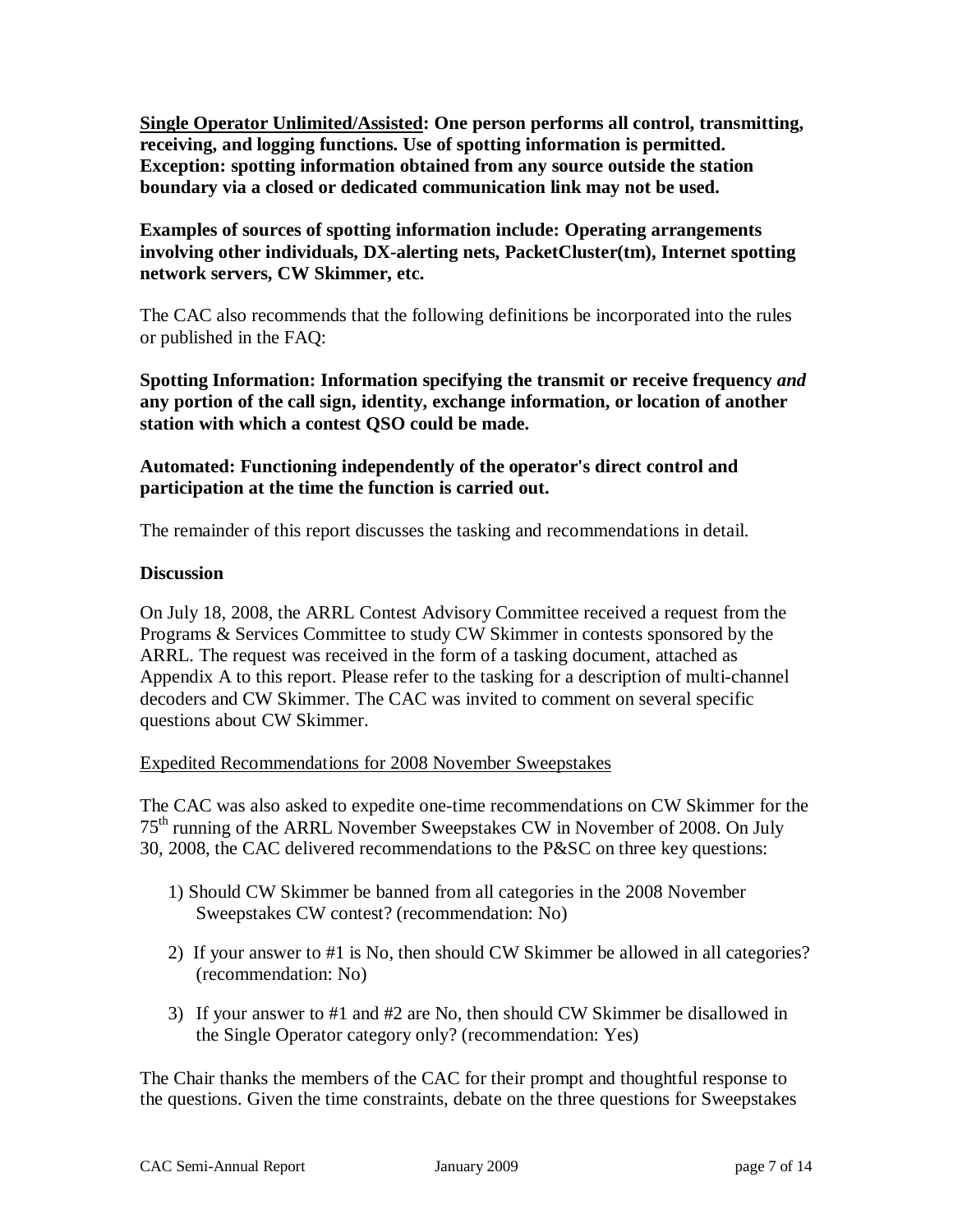**<u>Single Operator Unlimited/Assisted</u>: One person performs all control, transmitting, receiving, and logging functions. Use of spotting information is permitted. Exception: spotting information obtained from any source outside the station boundary via a closed or dedicated communication link may not be used.**

**Examples of sources of spotting information include: Operating arrangements involving other individuals, DX-alerting nets, PacketCluster(tm), Internet spotting network servers, CW Skimmer, etc.**

The CAC also recommends that the following definitions be incorporated into the rules or published in the FAQ:

**Spotting Information: Information specifying the transmit or receive frequency *and* any portion of the call sign, identity, exchange information, or location of another station with which a contest QSO could be made.**

**Automated: Functioning independently of the operator's direct control and participation at the time the function is carried out.**

The remainder of this report discusses the tasking and recommendations in detail.

**Discussion**

On July 18, 2008, the ARRL Contest Advisory Committee received a request from the Programs & Services Committee to study CW Skimmer in contests sponsored by the ARRL. The request was received in the form of a tasking document, attached as Appendix A to this report. Please refer to the tasking for a description of multi-channel decoders and CW Skimmer. The CAC was invited to comment on several specific questions about CW Skimmer.

<u>Expedited Recommendations for 2008 November Sweepstakes</u>

The CAC was also asked to expedite one-time recommendations on CW Skimmer for the 75th running of the ARRL November Sweepstakes CW in November of 2008. On July 30, 2008, the CAC delivered recommendations to the P&SC on three key questions:

1) Should CW Skimmer be banned from all categories in the 2008 November Sweepstakes CW contest? (recommendation: No)

2) If your answer to #1 is No, then should CW Skimmer be allowed in all categories? (recommendation: No)

3) If your answer to #1 and #2 are No, then should CW Skimmer be disallowed in the Single Operator category only? (recommendation: Yes)

The Chair thanks the members of the CAC for their prompt and thoughtful response to the questions. Given the time constraints, debate on the three questions for Sweepstakes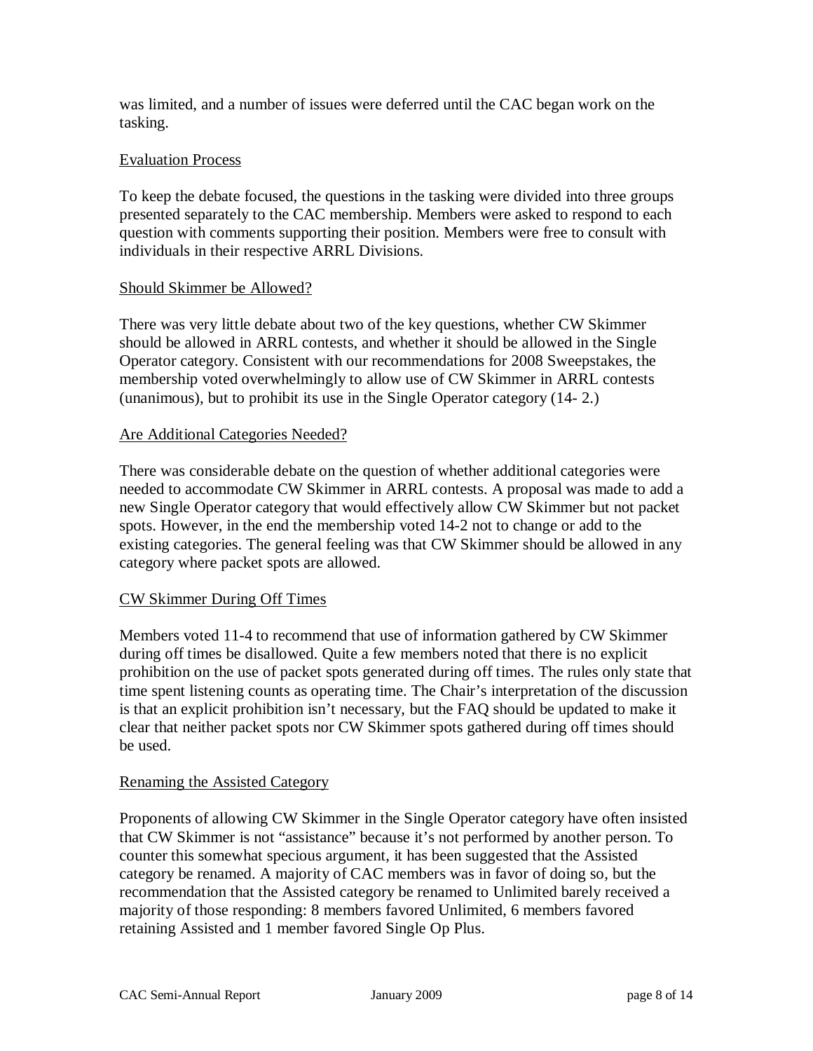was limited, and a number of issues were deferred until the CAC began work on the tasking.

### Evaluation Process

To keep the debate focused, the questions in the tasking were divided into three groups presented separately to the CAC membership. Members were asked to respond to each question with comments supporting their position. Members were free to consult with individuals in their respective ARRL Divisions.

### Should Skimmer be Allowed?

There was very little debate about two of the key questions, whether CW Skimmer should be allowed in ARRL contests, and whether it should be allowed in the Single Operator category. Consistent with our recommendations for 2008 Sweepstakes, the membership voted overwhelmingly to allow use of CW Skimmer in ARRL contests (unanimous), but to prohibit its use in the Single Operator category (14- 2.)

### Are Additional Categories Needed?

There was considerable debate on the question of whether additional categories were needed to accommodate CW Skimmer in ARRL contests. A proposal was made to add a new Single Operator category that would effectively allow CW Skimmer but not packet spots. However, in the end the membership voted 14-2 not to change or add to the existing categories. The general feeling was that CW Skimmer should be allowed in any category where packet spots are allowed.

### CW Skimmer During Off Times

Members voted 11-4 to recommend that use of information gathered by CW Skimmer during off times be disallowed. Quite a few members noted that there is no explicit prohibition on the use of packet spots generated during off times. The rules only state that time spent listening counts as operating time. The Chair's interpretation of the discussion is that an explicit prohibition isn't necessary, but the FAQ should be updated to make it clear that neither packet spots nor CW Skimmer spots gathered during off times should be used.

### Renaming the Assisted Category

Proponents of allowing CW Skimmer in the Single Operator category have often insisted that CW Skimmer is not "assistance" because it's not performed by another person. To counter this somewhat specious argument, it has been suggested that the Assisted category be renamed. A majority of CAC members was in favor of doing so, but the recommendation that the Assisted category be renamed to Unlimited barely received a majority of those responding: 8 members favored Unlimited, 6 members favored retaining Assisted and 1 member favored Single Op Plus.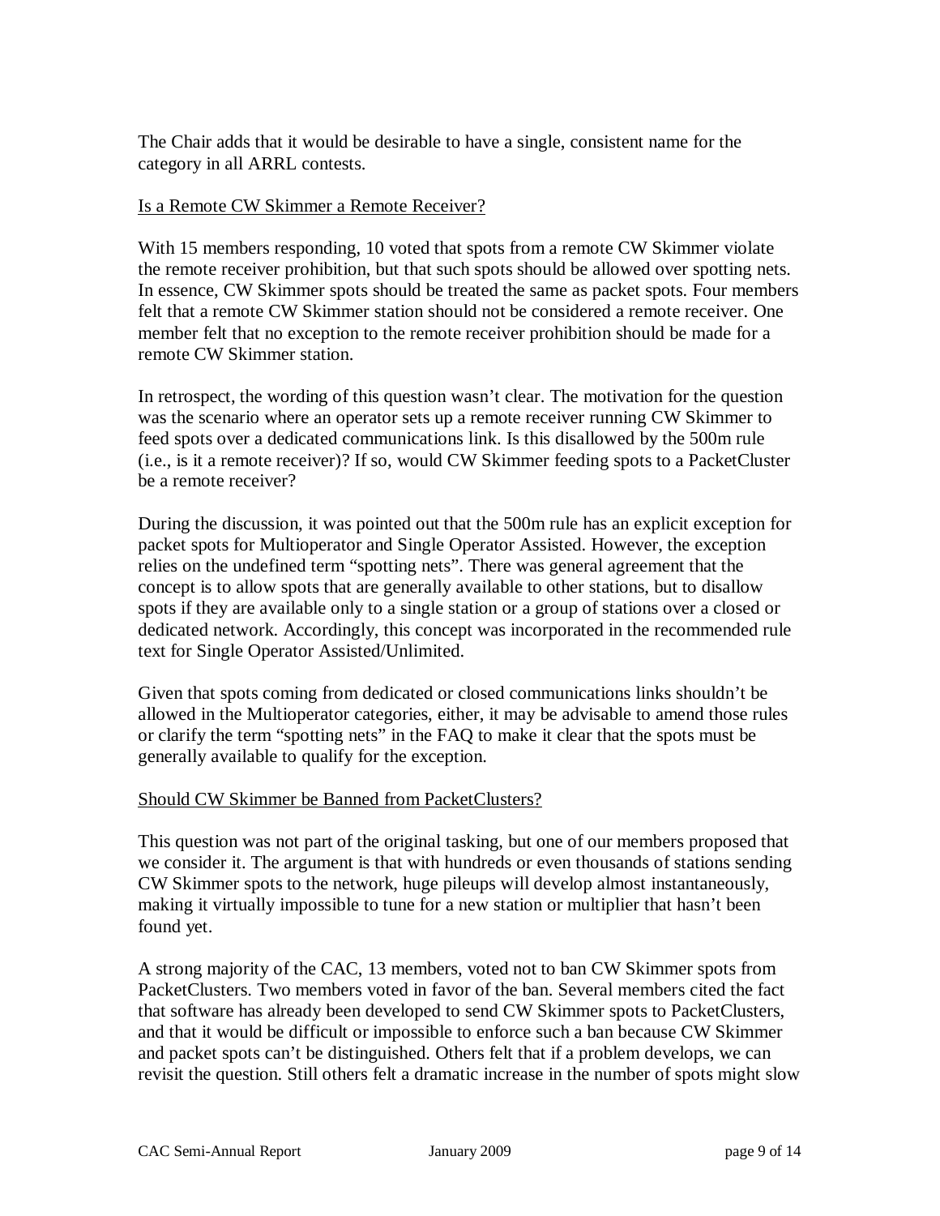The Chair adds that it would be desirable to have a single, consistent name for the category in all ARRL contests.

### Is a Remote CW Skimmer a Remote Receiver?

With 15 members responding, 10 voted that spots from a remote CW Skimmer violate the remote receiver prohibition, but that such spots should be allowed over spotting nets. In essence, CW Skimmer spots should be treated the same as packet spots. Four members felt that a remote CW Skimmer station should not be considered a remote receiver. One member felt that no exception to the remote receiver prohibition should be made for a remote CW Skimmer station.

In retrospect, the wording of this question wasn't clear. The motivation for the question was the scenario where an operator sets up a remote receiver running CW Skimmer to feed spots over a dedicated communications link. Is this disallowed by the 500m rule (i.e., is it a remote receiver)? If so, would CW Skimmer feeding spots to a PacketCluster be a remote receiver?

During the discussion, it was pointed out that the 500m rule has an explicit exception for packet spots for Multioperator and Single Operator Assisted. However, the exception relies on the undefined term "spotting nets". There was general agreement that the concept is to allow spots that are generally available to other stations, but to disallow spots if they are available only to a single station or a group of stations over a closed or dedicated network. Accordingly, this concept was incorporated in the recommended rule text for Single Operator Assisted/Unlimited.

Given that spots coming from dedicated or closed communications links shouldn't be allowed in the Multioperator categories, either, it may be advisable to amend those rules or clarify the term "spotting nets" in the FAQ to make it clear that the spots must be generally available to qualify for the exception.

### Should CW Skimmer be Banned from PacketClusters?

This question was not part of the original tasking, but one of our members proposed that we consider it. The argument is that with hundreds or even thousands of stations sending CW Skimmer spots to the network, huge pileups will develop almost instantaneously, making it virtually impossible to tune for a new station or multiplier that hasn't been found yet.

A strong majority of the CAC, 13 members, voted not to ban CW Skimmer spots from PacketClusters. Two members voted in favor of the ban. Several members cited the fact that software has already been developed to send CW Skimmer spots to PacketClusters, and that it would be difficult or impossible to enforce such a ban because CW Skimmer and packet spots can't be distinguished. Others felt that if a problem develops, we can revisit the question. Still others felt a dramatic increase in the number of spots might slow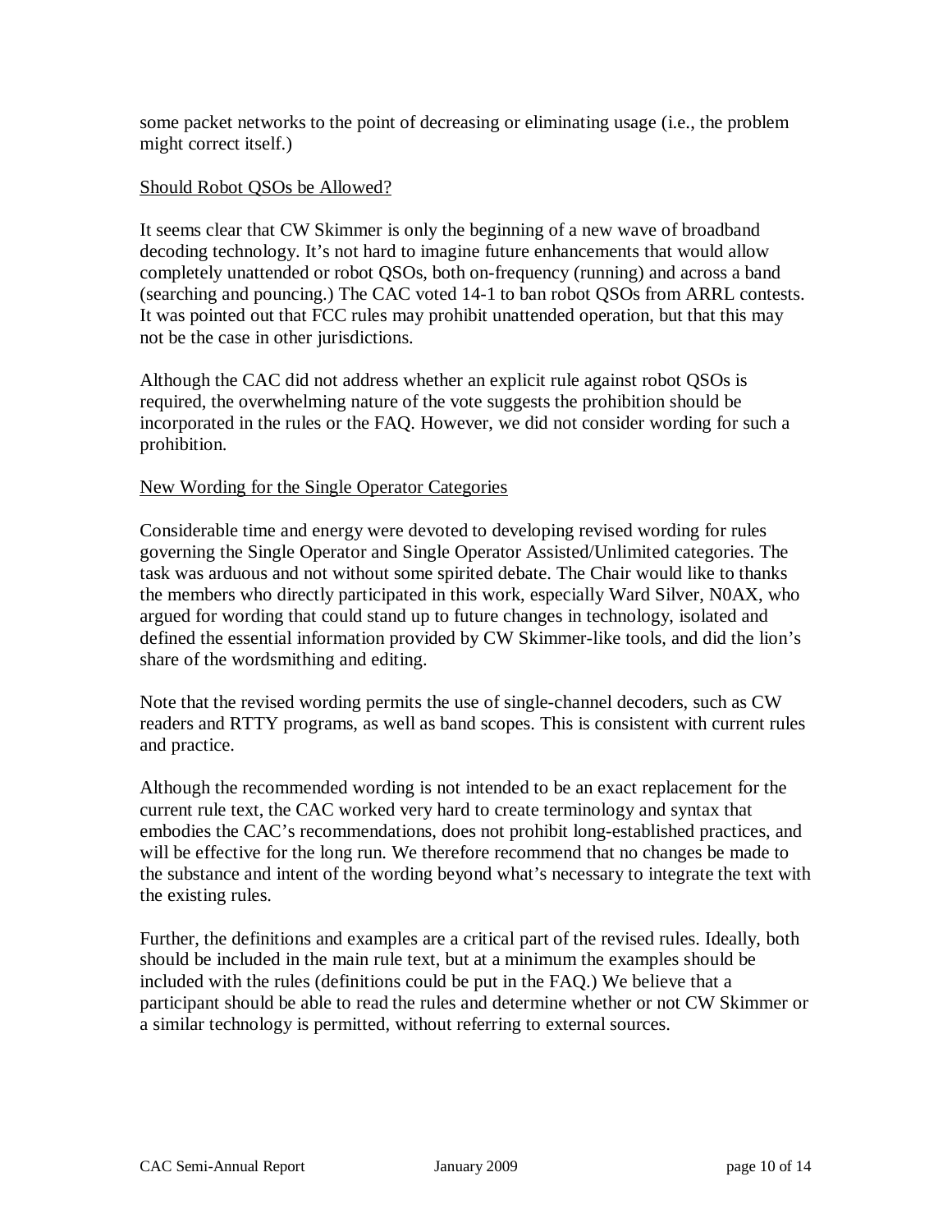some packet networks to the point of decreasing or eliminating usage (i.e., the problem might correct itself.)

## Should Robot QSOs be Allowed?

It seems clear that CW Skimmer is only the beginning of a new wave of broadband decoding technology. It's not hard to imagine future enhancements that would allow completely unattended or robot QSOs, both on-frequency (running) and across a band (searching and pouncing.) The CAC voted 14-1 to ban robot QSOs from ARRL contests. It was pointed out that FCC rules may prohibit unattended operation, but that this may not be the case in other jurisdictions.

Although the CAC did not address whether an explicit rule against robot QSOs is required, the overwhelming nature of the vote suggests the prohibition should be incorporated in the rules or the FAQ. However, we did not consider wording for such a prohibition.

## New Wording for the Single Operator Categories

Considerable time and energy were devoted to developing revised wording for rules governing the Single Operator and Single Operator Assisted/Unlimited categories. The task was arduous and not without some spirited debate. The Chair would like to thanks the members who directly participated in this work, especially Ward Silver, N0AX, who argued for wording that could stand up to future changes in technology, isolated and defined the essential information provided by CW Skimmer-like tools, and did the lion's share of the wordsmithing and editing.

Note that the revised wording permits the use of single-channel decoders, such as CW readers and RTTY programs, as well as band scopes. This is consistent with current rules and practice.

Although the recommended wording is not intended to be an exact replacement for the current rule text, the CAC worked very hard to create terminology and syntax that embodies the CAC's recommendations, does not prohibit long-established practices, and will be effective for the long run. We therefore recommend that no changes be made to the substance and intent of the wording beyond what's necessary to integrate the text with the existing rules.

Further, the definitions and examples are a critical part of the revised rules. Ideally, both should be included in the main rule text, but at a minimum the examples should be included with the rules (definitions could be put in the FAQ.) We believe that a participant should be able to read the rules and determine whether or not CW Skimmer or a similar technology is permitted, without referring to external sources.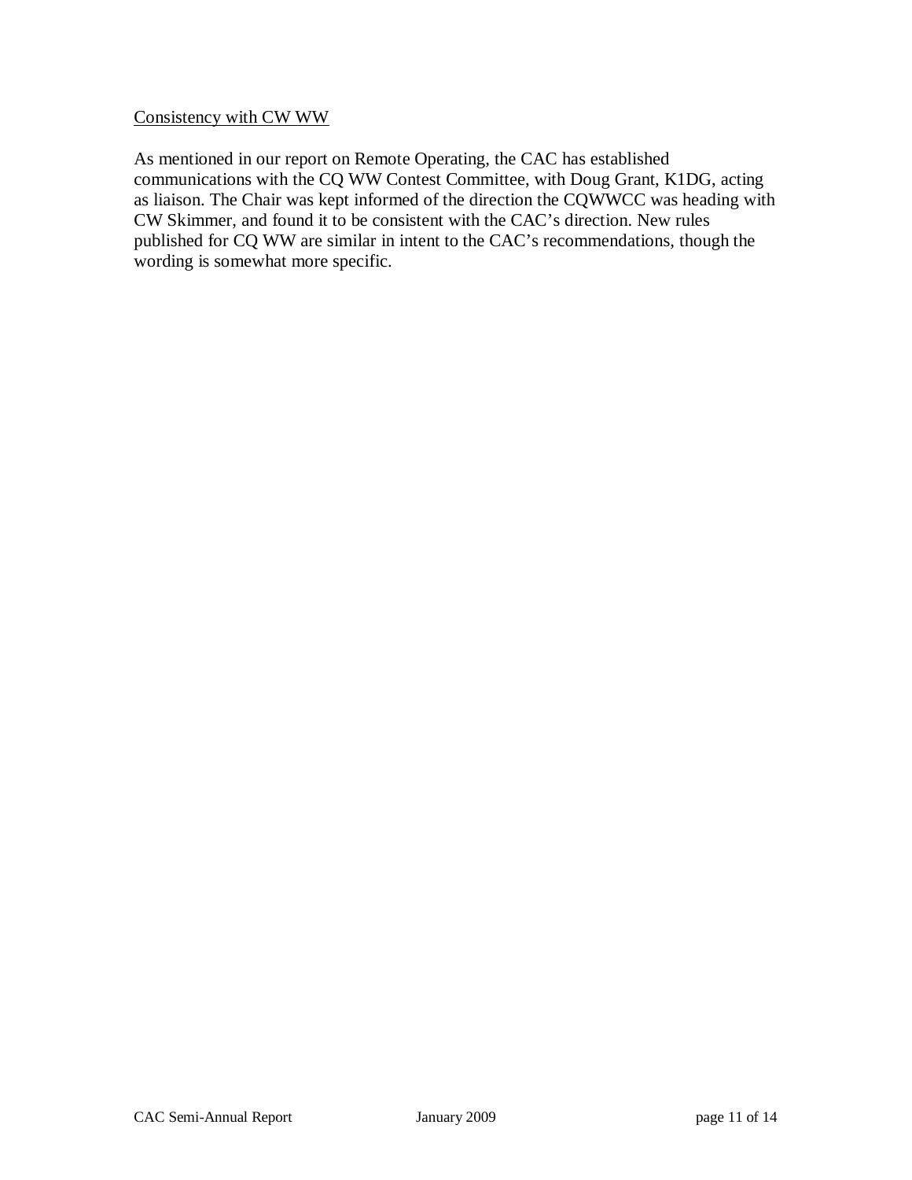<u>Consistency with CW WW</u>

As mentioned in our report on Remote Operating, the CAC has established communications with the CQ WW Contest Committee, with Doug Grant, K1DG, acting as liaison. The Chair was kept informed of the direction the CQWWCC was heading with CW Skimmer, and found it to be consistent with the CAC's direction. New rules published for CQ WW are similar in intent to the CAC's recommendations, though the wording is somewhat more specific.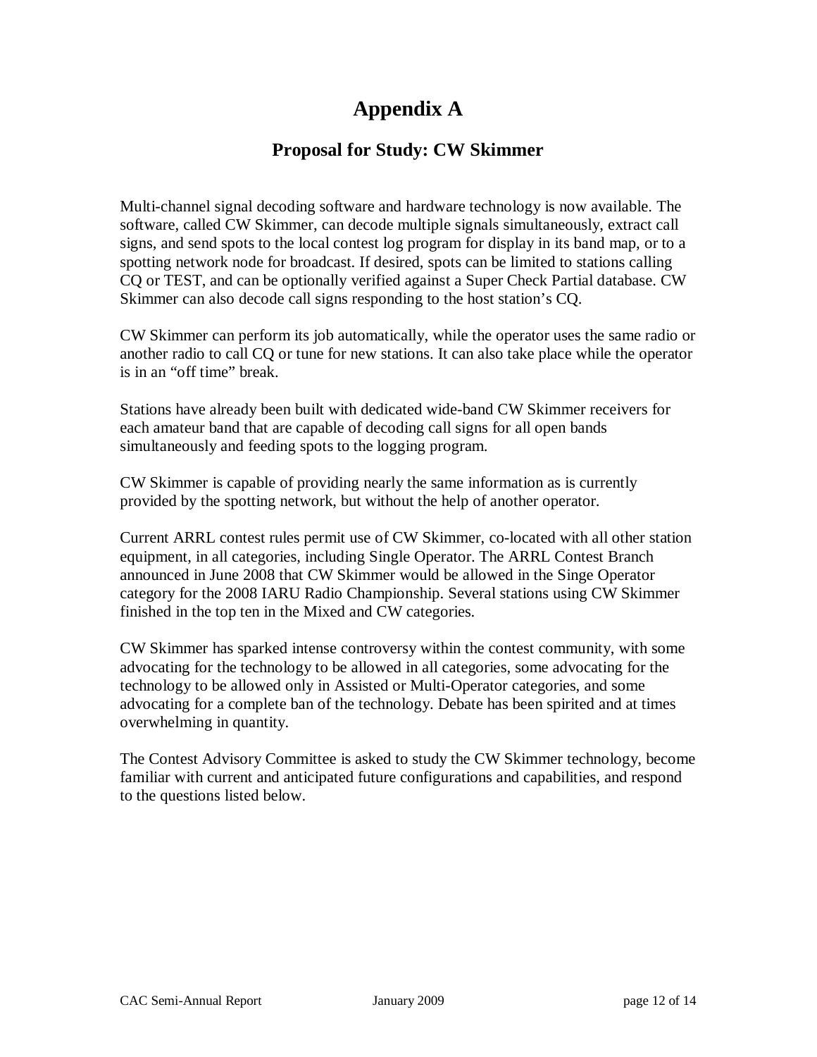# Appendix A

## Proposal for Study: CW Skimmer

Multi-channel signal decoding software and hardware technology is now available. The software, called CW Skimmer, can decode multiple signals simultaneously, extract call signs, and send spots to the local contest log program for display in its band map, or to a spotting network node for broadcast. If desired, spots can be limited to stations calling CQ or TEST, and can be optionally verified against a Super Check Partial database. CW Skimmer can also decode call signs responding to the host station's CQ.

CW Skimmer can perform its job automatically, while the operator uses the same radio or another radio to call CQ or tune for new stations. It can also take place while the operator is in an "off time" break.

Stations have already been built with dedicated wide-band CW Skimmer receivers for each amateur band that are capable of decoding call signs for all open bands simultaneously and feeding spots to the logging program.

CW Skimmer is capable of providing nearly the same information as is currently provided by the spotting network, but without the help of another operator.

Current ARRL contest rules permit use of CW Skimmer, co-located with all other station equipment, in all categories, including Single Operator. The ARRL Contest Branch announced in June 2008 that CW Skimmer would be allowed in the Singe Operator category for the 2008 IARU Radio Championship. Several stations using CW Skimmer finished in the top ten in the Mixed and CW categories.

CW Skimmer has sparked intense controversy within the contest community, with some advocating for the technology to be allowed in all categories, some advocating for the technology to be allowed only in Assisted or Multi-Operator categories, and some advocating for a complete ban of the technology. Debate has been spirited and at times overwhelming in quantity.

The Contest Advisory Committee is asked to study the CW Skimmer technology, become familiar with current and anticipated future configurations and capabilities, and respond to the questions listed below.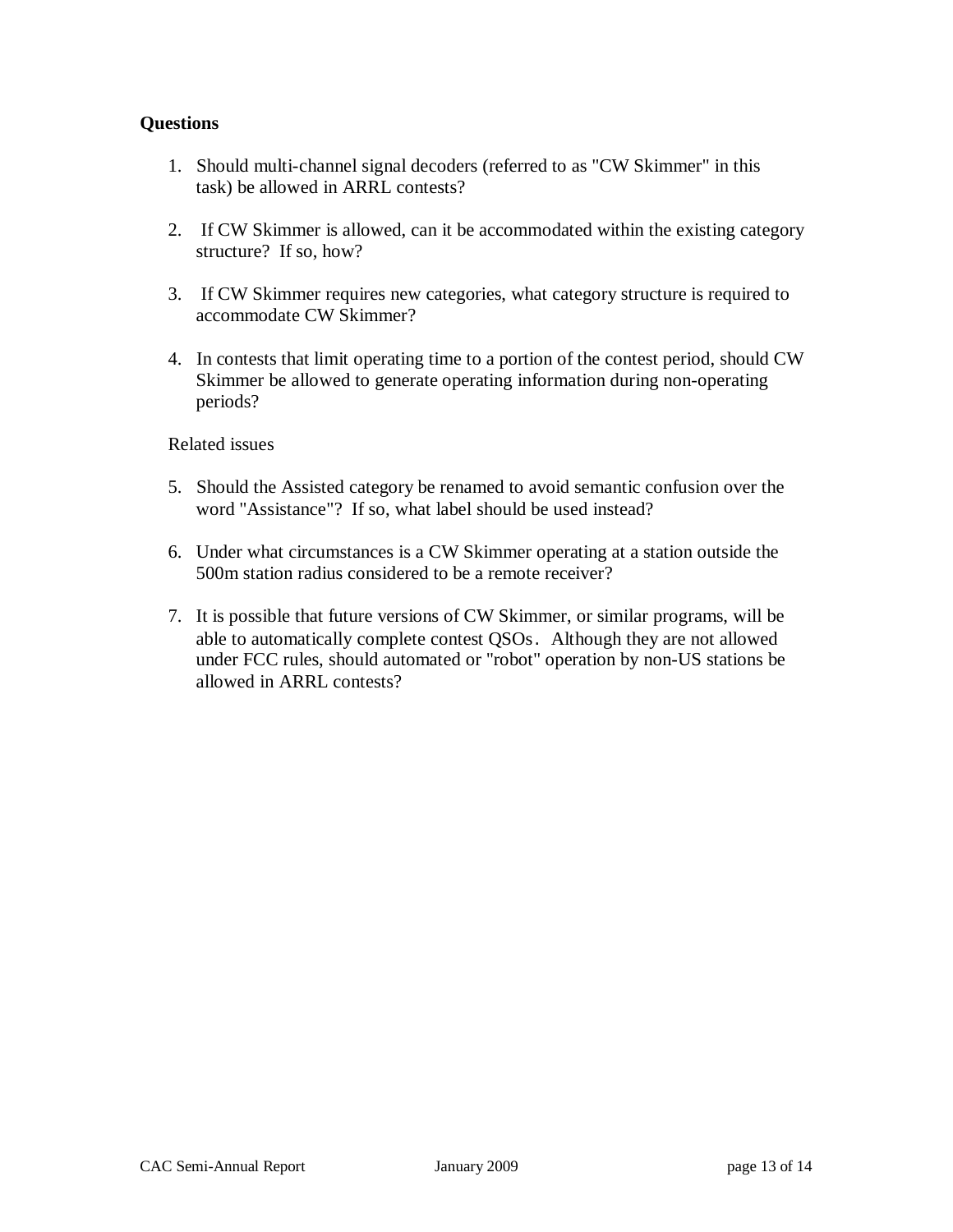**Questions**

1. Should multi-channel signal decoders (referred to as "CW Skimmer" in this task) be allowed in ARRL contests?

2. If CW Skimmer is allowed, can it be accommodated within the existing category structure? If so, how?

3. If CW Skimmer requires new categories, what category structure is required to accommodate CW Skimmer?

4. In contests that limit operating time to a portion of the contest period, should CW Skimmer be allowed to generate operating information during non-operating periods?

Related issues

5. Should the Assisted category be renamed to avoid semantic confusion over the word "Assistance"? If so, what label should be used instead?

6. Under what circumstances is a CW Skimmer operating at a station outside the 500m station radius considered to be a remote receiver?

7. It is possible that future versions of CW Skimmer, or similar programs, will be able to automatically complete contest QSOs. Although they are not allowed under FCC rules, should automated or "robot" operation by non-US stations be allowed in ARRL contests?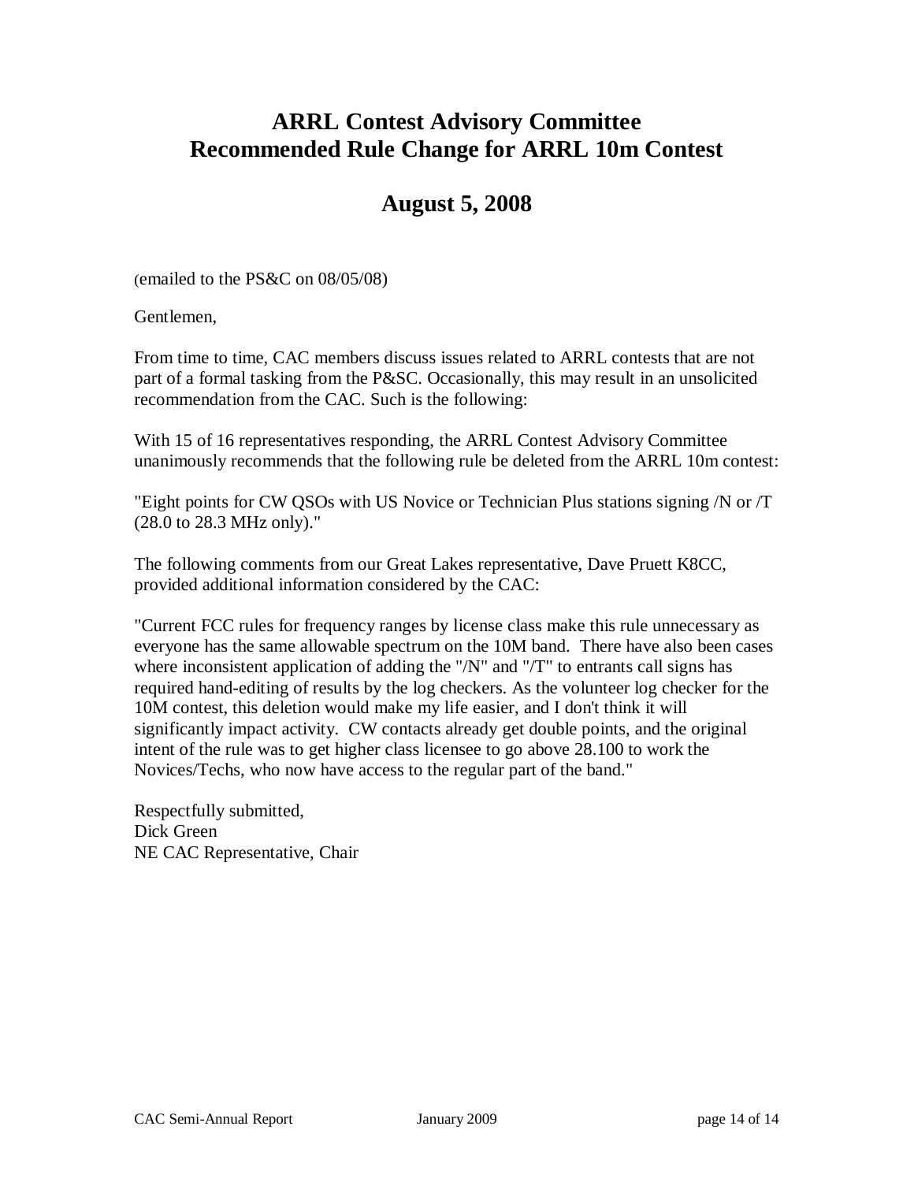# ARRL Contest Advisory Committee
# Recommended Rule Change for ARRL 10m Contest

## August 5, 2008

(emailed to the PS&C on 08/05/08)

Gentlemen,

From time to time, CAC members discuss issues related to ARRL contests that are not part of a formal tasking from the P&SC. Occasionally, this may result in an unsolicited recommendation from the CAC. Such is the following:

With 15 of 16 representatives responding, the ARRL Contest Advisory Committee unanimously recommends that the following rule be deleted from the ARRL 10m contest:

"Eight points for CW QSOs with US Novice or Technician Plus stations signing /N or /T (28.0 to 28.3 MHz only)."

The following comments from our Great Lakes representative, Dave Pruett K8CC, provided additional information considered by the CAC:

"Current FCC rules for frequency ranges by license class make this rule unnecessary as everyone has the same allowable spectrum on the 10M band. There have also been cases where inconsistent application of adding the "/N" and "/T" to entrants call signs has required hand-editing of results by the log checkers. As the volunteer log checker for the 10M contest, this deletion would make my life easier, and I don't think it will significantly impact activity. CW contacts already get double points, and the original intent of the rule was to get higher class licensee to go above 28.100 to work the Novices/Techs, who now have access to the regular part of the band."

Respectfully submitted,
Dick Green
NE CAC Representative, Chair